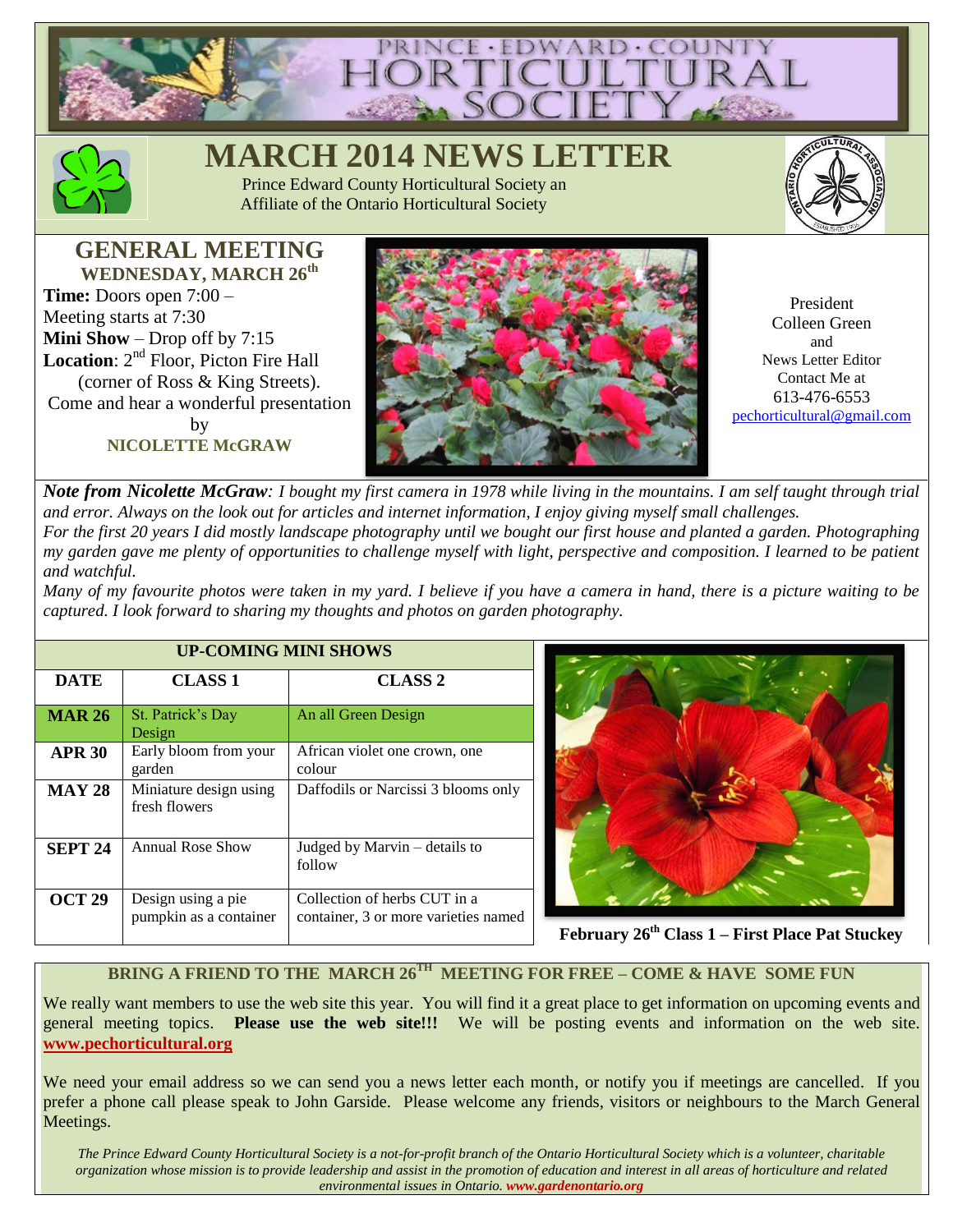PRINCE · EDWARD · COUNTY HORTICULTURAL SOCIETY

# MARCH 2014 NEWS LETTER

Prince Edward County Horticultural Society an Affiliate of the Ontario Horticultural Society

## GENERAL MEETING

**WEDNESDAY, MARCH 26th**

**Time:** Doors open 7:00 – Meeting starts at 7:30

**Mini Show** – Drop off by 7:15

**Location**: 2nd Floor, Picton Fire Hall (corner of Ross & King Streets).

Come and hear a wonderful presentation by

**NICOLETTE McGRAW**

President
Colleen Green
and
News Letter Editor
Contact Me at
613-476-6553
pechorticultural@gmail.com

***Note from Nicolette McGraw****: I bought my first camera in 1978 while living in the mountains. I am self taught through trial and error. Always on the look out for articles and internet information, I enjoy giving myself small challenges.*

*For the first 20 years I did mostly landscape photography until we bought our first house and planted a garden. Photographing my garden gave me plenty of opportunities to challenge myself with light, perspective and composition. I learned to be patient and watchful.*

*Many of my favourite photos were taken in my yard. I believe if you have a camera in hand, there is a picture waiting to be captured. I look forward to sharing my thoughts and photos on garden photography.*

| UP-COMING MINI SHOWS | | |
|---|---|---|
| **DATE** | **CLASS 1** | **CLASS 2** |
| **MAR 26** | St. Patrick's Day Design | An all Green Design |
| **APR 30** | Early bloom from your garden | African violet one crown, one colour |
| **MAY 28** | Miniature design using fresh flowers | Daffodils or Narcissi 3 blooms only |
| **SEPT 24** | Annual Rose Show | Judged by Marvin – details to follow |
| **OCT 29** | Design using a pie pumpkin as a container | Collection of herbs CUT in a container, 3 or more varieties named |

**February 26th Class 1 – First Place Pat Stuckey**

**BRING A FRIEND TO THE MARCH 26TH MEETING FOR FREE – COME & HAVE SOME FUN**

We really want members to use the web site this year. You will find it a great place to get information on upcoming events and general meeting topics. **Please use the web site!!!** We will be posting events and information on the web site. **www.pechorticultural.org**

We need your email address so we can send you a news letter each month, or notify you if meetings are cancelled. If you prefer a phone call please speak to John Garside. Please welcome any friends, visitors or neighbours to the March General Meetings.

*The Prince Edward County Horticultural Society is a not-for-profit branch of the Ontario Horticultural Society which is a volunteer, charitable organization whose mission is to provide leadership and assist in the promotion of education and interest in all areas of horticulture and related environmental issues in Ontario.* ***www.gardenontario.org***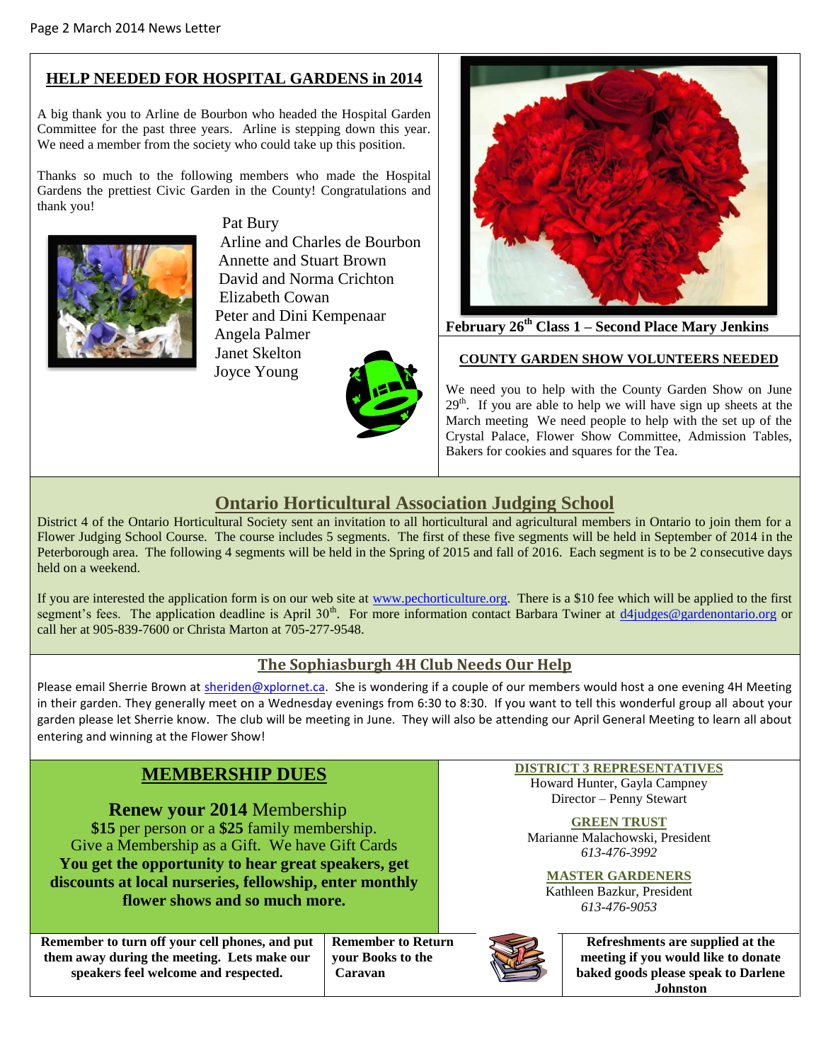## HELP NEEDED FOR HOSPITAL GARDENS in 2014

A big thank you to Arline de Bourbon who headed the Hospital Garden Committee for the past three years. Arline is stepping down this year. We need a member from the society who could take up this position.

Thanks so much to the following members who made the Hospital Gardens the prettiest Civic Garden in the County! Congratulations and thank you!

Pat Bury
Arline and Charles de Bourbon
Annette and Stuart Brown
David and Norma Crichton
Elizabeth Cowan
Peter and Dini Kempenaar
Angela Palmer
Janet Skelton
Joyce Young

**February 26th Class 1 – Second Place Mary Jenkins**

## COUNTY GARDEN SHOW VOLUNTEERS NEEDED

We need you to help with the County Garden Show on June 29th. If you are able to help we will have sign up sheets at the March meeting We need people to help with the set up of the Crystal Palace, Flower Show Committee, Admission Tables, Bakers for cookies and squares for the Tea.

## Ontario Horticultural Association Judging School

District 4 of the Ontario Horticultural Society sent an invitation to all horticultural and agricultural members in Ontario to join them for a Flower Judging School Course. The course includes 5 segments. The first of these five segments will be held in September of 2014 in the Peterborough area. The following 4 segments will be held in the Spring of 2015 and fall of 2016. Each segment is to be 2 consecutive days held on a weekend.

If you are interested the application form is on our web site at www.pechorticulture.org. There is a $10 fee which will be applied to the first segment's fees. The application deadline is April 30th. For more information contact Barbara Twiner at d4judges@gardenontario.org or call her at 905-839-7600 or Christa Marton at 705-277-9548.

## The Sophiasburgh 4H Club Needs Our Help

Please email Sherrie Brown at sheriden@xplornet.ca. She is wondering if a couple of our members would host a one evening 4H Meeting in their garden. They generally meet on a Wednesday evenings from 6:30 to 8:30. If you want to tell this wonderful group all about your garden please let Sherrie know. The club will be meeting in June. They will also be attending our April General Meeting to learn all about entering and winning at the Flower Show!

## MEMBERSHIP DUES

**Renew your 2014** Membership
**$15** per person or a **$25** family membership.
Give a Membership as a Gift. We have Gift Cards
**You get the opportunity to hear great speakers, get discounts at local nurseries, fellowship, enter monthly flower shows and so much more.**

**DISTRICT 3 REPRESENTATIVES**
Howard Hunter, Gayla Campney
Director – Penny Stewart

**GREEN TRUST**
Marianne Malachowski, President
*613-476-3992*

**MASTER GARDENERS**
Kathleen Bazkur, President
*613-476-9053*

**Remember to turn off your cell phones, and put them away during the meeting. Lets make our speakers feel welcome and respected.**

**Remember to Return your Books to the Caravan**

**Refreshments are supplied at the meeting if you would like to donate baked goods please speak to Darlene Johnston**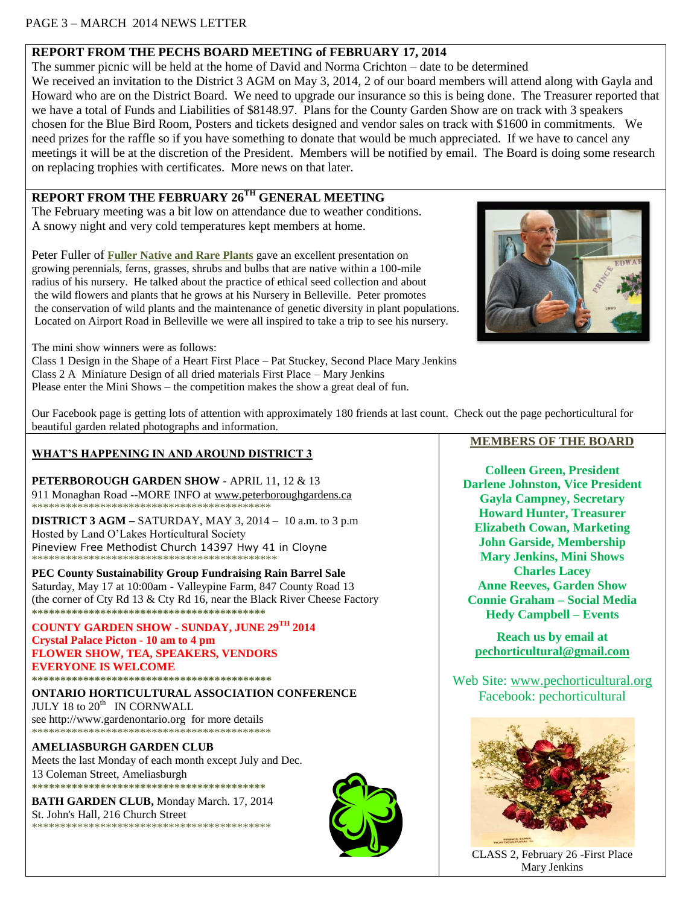## REPORT FROM THE PECHS BOARD MEETING of FEBRUARY 17, 2014

The summer picnic will be held at the home of David and Norma Crichton – date to be determined

We received an invitation to the District 3 AGM on May 3, 2014, 2 of our board members will attend along with Gayla and Howard who are on the District Board. We need to upgrade our insurance so this is being done. The Treasurer reported that we have a total of Funds and Liabilities of $8148.97. Plans for the County Garden Show are on track with 3 speakers chosen for the Blue Bird Room, Posters and tickets designed and vendor sales on track with $1600 in commitments. We need prizes for the raffle so if you have something to donate that would be much appreciated. If we have to cancel any meetings it will be at the discretion of the President. Members will be notified by email. The Board is doing some research on replacing trophies with certificates. More news on that later.

## REPORT FROM THE FEBRUARY 26TH GENERAL MEETING

The February meeting was a bit low on attendance due to weather conditions. A snowy night and very cold temperatures kept members at home.

Peter Fuller of **Fuller Native and Rare Plants** gave an excellent presentation on growing perennials, ferns, grasses, shrubs and bulbs that are native within a 100-mile radius of his nursery. He talked about the practice of ethical seed collection and about the wild flowers and plants that he grows at his Nursery in Belleville. Peter promotes the conservation of wild plants and the maintenance of genetic diversity in plant populations. Located on Airport Road in Belleville we were all inspired to take a trip to see his nursery.

The mini show winners were as follows:
Class 1 Design in the Shape of a Heart First Place – Pat Stuckey, Second Place Mary Jenkins
Class 2 A Miniature Design of all dried materials First Place – Mary Jenkins
Please enter the Mini Shows – the competition makes the show a great deal of fun.

Our Facebook page is getting lots of attention with approximately 180 friends at last count. Check out the page pechorticultural for beautiful garden related photographs and information.

## WHAT'S HAPPENING IN AND AROUND DISTRICT 3

**PETERBOROUGH GARDEN SHOW -** APRIL 11, 12 & 13
911 Monaghan Road --MORE INFO at www.peterboroughgardens.ca

**DISTRICT 3 AGM –** SATURDAY, MAY 3, 2014 – 10 a.m. to 3 p.m
Hosted by Land O'Lakes Horticultural Society
Pineview Free Methodist Church 14397 Hwy 41 in Cloyne

**PEC County Sustainability Group Fundraising Rain Barrel Sale**
Saturday, May 17 at 10:00am - Valleypine Farm, 847 County Road 13
(the corner of Cty Rd 13 & Cty Rd 16, near the Black River Cheese Factory

**COUNTY GARDEN SHOW - SUNDAY, JUNE 29TH 2014**
**Crystal Palace Picton - 10 am to 4 pm**
**FLOWER SHOW, TEA, SPEAKERS, VENDORS**
**EVERYONE IS WELCOME**

**ONTARIO HORTICULTURAL ASSOCIATION CONFERENCE**
JULY 18 to 20th IN CORNWALL
see http://www.gardenontario.org for more details

**AMELIASBURGH GARDEN CLUB**
Meets the last Monday of each month except July and Dec.
13 Coleman Street, Ameliasburgh

**BATH GARDEN CLUB,** Monday March. 17, 2014
St. John's Hall, 216 Church Street

## MEMBERS OF THE BOARD

**Colleen Green, President**
**Darlene Johnston, Vice President**
**Gayla Campney, Secretary**
**Howard Hunter, Treasurer**
**Elizabeth Cowan, Marketing**
**John Garside, Membership**
**Mary Jenkins, Mini Shows**
**Charles Lacey**
**Anne Reeves, Garden Show**
**Connie Graham – Social Media**
**Hedy Campbell – Events**

**Reach us by email at pechorticultural@gmail.com**

Web Site: www.pechorticultural.org
Facebook: pechorticultural

CLASS 2, February 26 -First Place Mary Jenkins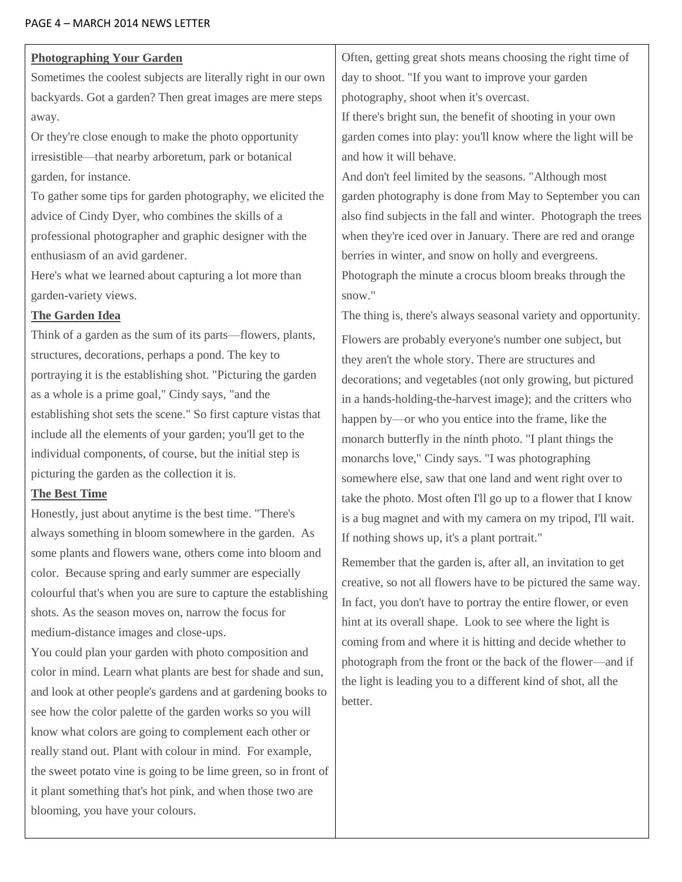## Photographing Your Garden

Sometimes the coolest subjects are literally right in our own backyards. Got a garden? Then great images are mere steps away.

Or they're close enough to make the photo opportunity irresistible—that nearby arboretum, park or botanical garden, for instance.

To gather some tips for garden photography, we elicited the advice of Cindy Dyer, who combines the skills of a professional photographer and graphic designer with the enthusiasm of an avid gardener.

Here's what we learned about capturing a lot more than garden-variety views.

### The Garden Idea

Think of a garden as the sum of its parts—flowers, plants, structures, decorations, perhaps a pond. The key to portraying it is the establishing shot. "Picturing the garden as a whole is a prime goal," Cindy says, "and the establishing shot sets the scene." So first capture vistas that include all the elements of your garden; you'll get to the individual components, of course, but the initial step is picturing the garden as the collection it is.

### The Best Time

Honestly, just about anytime is the best time. "There's always something in bloom somewhere in the garden. As some plants and flowers wane, others come into bloom and color. Because spring and early summer are especially colourful that's when you are sure to capture the establishing shots. As the season moves on, narrow the focus for medium-distance images and close-ups.

You could plan your garden with photo composition and color in mind. Learn what plants are best for shade and sun, and look at other people's gardens and at gardening books to see how the color palette of the garden works so you will know what colors are going to complement each other or really stand out. Plant with colour in mind. For example, the sweet potato vine is going to be lime green, so in front of it plant something that's hot pink, and when those two are blooming, you have your colours.

Often, getting great shots means choosing the right time of day to shoot. "If you want to improve your garden photography, shoot when it's overcast.

If there's bright sun, the benefit of shooting in your own garden comes into play: you'll know where the light will be and how it will behave.

And don't feel limited by the seasons. "Although most garden photography is done from May to September you can also find subjects in the fall and winter. Photograph the trees when they're iced over in January. There are red and orange berries in winter, and snow on holly and evergreens. Photograph the minute a crocus bloom breaks through the snow."

The thing is, there's always seasonal variety and opportunity.

Flowers are probably everyone's number one subject, but they aren't the whole story. There are structures and decorations; and vegetables (not only growing, but pictured in a hands-holding-the-harvest image); and the critters who happen by—or who you entice into the frame, like the monarch butterfly in the ninth photo. "I plant things the monarchs love," Cindy says. "I was photographing somewhere else, saw that one land and went right over to take the photo. Most often I'll go up to a flower that I know is a bug magnet and with my camera on my tripod, I'll wait. If nothing shows up, it's a plant portrait."

Remember that the garden is, after all, an invitation to get creative, so not all flowers have to be pictured the same way. In fact, you don't have to portray the entire flower, or even hint at its overall shape. Look to see where the light is coming from and where it is hitting and decide whether to photograph from the front or the back of the flower—and if the light is leading you to a different kind of shot, all the better.